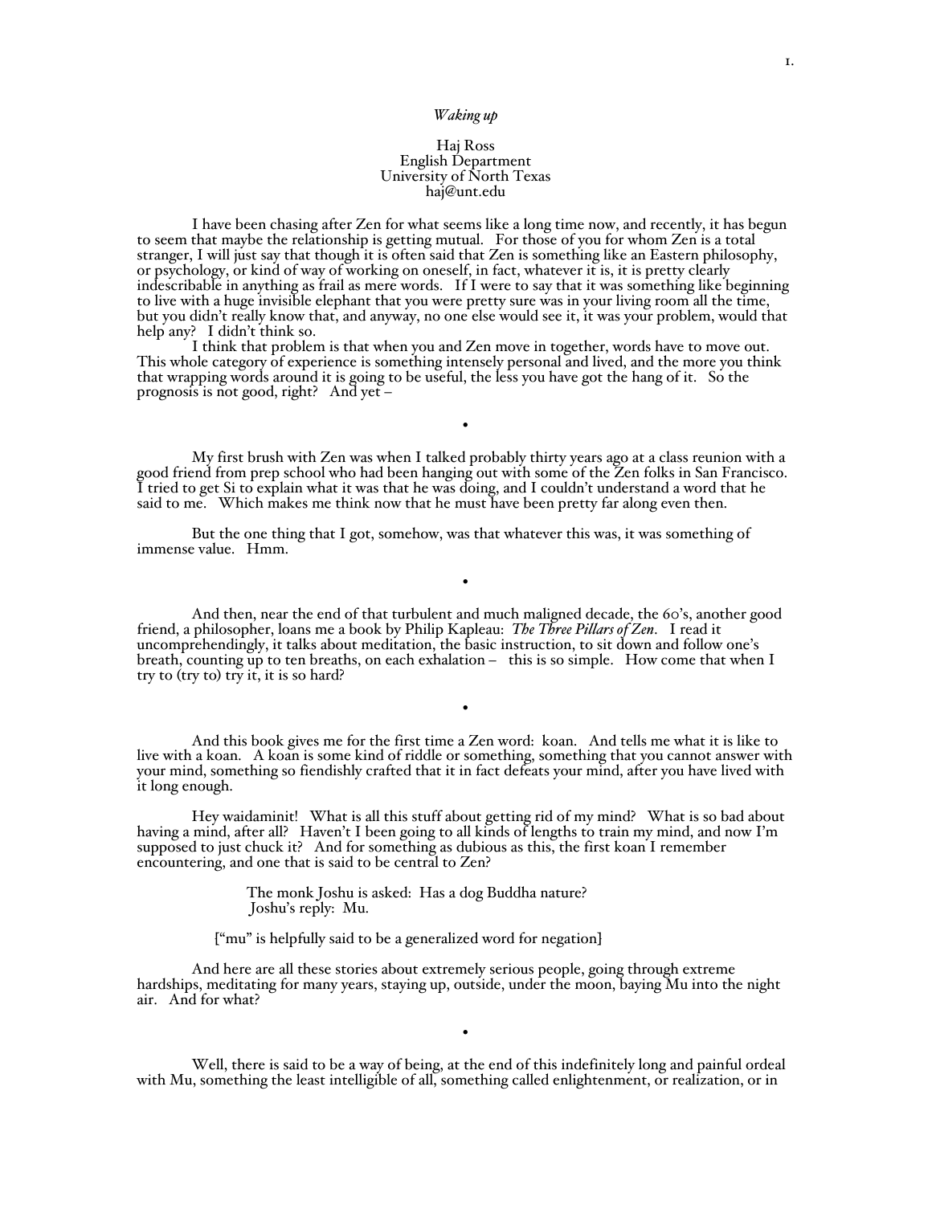*Waking up*

Haj Ross
English Department
University of North Texas
haj@unt.edu

I have been chasing after Zen for what seems like a long time now, and recently, it has begun to seem that maybe the relationship is getting mutual. For those of you for whom Zen is a total stranger, I will just say that though it is often said that Zen is something like an Eastern philosophy, or psychology, or kind of way of working on oneself, in fact, whatever it is, it is pretty clearly indescribable in anything as frail as mere words. If I were to say that it was something like beginning to live with a huge invisible elephant that you were pretty sure was in your living room all the time, but you didn't really know that, and anyway, no one else would see it, it was your problem, would that help any? I didn't think so.

I think that problem is that when you and Zen move in together, words have to move out. This whole category of experience is something intensely personal and lived, and the more you think that wrapping words around it is going to be useful, the less you have got the hang of it. So the prognosis is not good, right? And yet –

•

My first brush with Zen was when I talked probably thirty years ago at a class reunion with a good friend from prep school who had been hanging out with some of the Zen folks in San Francisco. I tried to get Si to explain what it was that he was doing, and I couldn't understand a word that he said to me. Which makes me think now that he must have been pretty far along even then.

But the one thing that I got, somehow, was that whatever this was, it was something of immense value. Hmm.

•

And then, near the end of that turbulent and much maligned decade, the 60's, another good friend, a philosopher, loans me a book by Philip Kapleau: *The Three Pillars of Zen*. I read it uncomprehendingly, it talks about meditation, the basic instruction, to sit down and follow one's breath, counting up to ten breaths, on each exhalation – this is so simple. How come that when I try to (try to) try it, it is so hard?

•

And this book gives me for the first time a Zen word: koan. And tells me what it is like to live with a koan. A koan is some kind of riddle or something, something that you cannot answer with your mind, something so fiendishly crafted that it in fact defeats your mind, after you have lived with it long enough.

Hey waidaminit! What is all this stuff about getting rid of my mind? What is so bad about having a mind, after all? Haven't I been going to all kinds of lengths to train my mind, and now I'm supposed to just chuck it? And for something as dubious as this, the first koan I remember encountering, and one that is said to be central to Zen?

> The monk Joshu is asked: Has a dog Buddha nature?
> Joshu's reply: Mu.

["mu" is helpfully said to be a generalized word for negation]

And here are all these stories about extremely serious people, going through extreme hardships, meditating for many years, staying up, outside, under the moon, baying Mu into the night air. And for what?

•

Well, there is said to be a way of being, at the end of this indefinitely long and painful ordeal with Mu, something the least intelligible of all, something called enlightenment, or realization, or in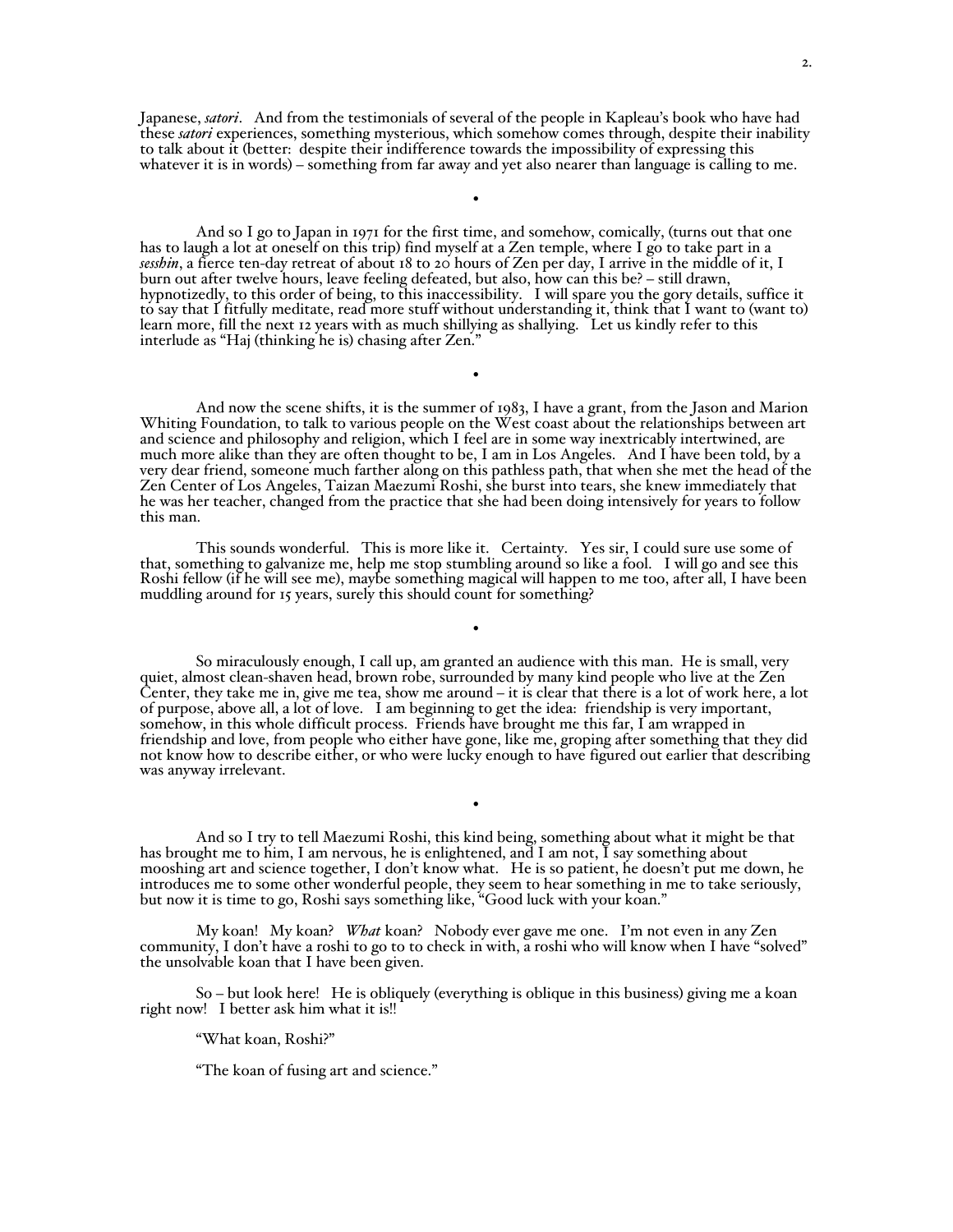Japanese, *satori*. And from the testimonials of several of the people in Kapleau's book who have had these *satori* experiences, something mysterious, which somehow comes through, despite their inability to talk about it (better: despite their indifference towards the impossibility of expressing this whatever it is in words) – something from far away and yet also nearer than language is calling to me.

•

And so I go to Japan in 1971 for the first time, and somehow, comically, (turns out that one has to laugh a lot at oneself on this trip) find myself at a Zen temple, where I go to take part in a *sesshin*, a fierce ten-day retreat of about 18 to 20 hours of Zen per day, I arrive in the middle of it, I burn out after twelve hours, leave feeling defeated, but also, how can this be? – still drawn, hypnotizedly, to this order of being, to this inaccessibility. I will spare you the gory details, suffice it to say that I fitfully meditate, read more stuff without understanding it, think that I want to (want to) learn more, fill the next 12 years with as much shillying as shallying. Let us kindly refer to this interlude as "Haj (thinking he is) chasing after Zen."

•

And now the scene shifts, it is the summer of 1983, I have a grant, from the Jason and Marion Whiting Foundation, to talk to various people on the West coast about the relationships between art and science and philosophy and religion, which I feel are in some way inextricably intertwined, are much more alike than they are often thought to be, I am in Los Angeles. And I have been told, by a very dear friend, someone much farther along on this pathless path, that when she met the head of the Zen Center of Los Angeles, Taizan Maezumi Roshi, she burst into tears, she knew immediately that he was her teacher, changed from the practice that she had been doing intensively for years to follow this man.

This sounds wonderful. This is more like it. Certainty. Yes sir, I could sure use some of that, something to galvanize me, help me stop stumbling around so like a fool. I will go and see this Roshi fellow (if he will see me), maybe something magical will happen to me too, after all, I have been muddling around for 15 years, surely this should count for something?

•

So miraculously enough, I call up, am granted an audience with this man. He is small, very quiet, almost clean-shaven head, brown robe, surrounded by many kind people who live at the Zen Center, they take me in, give me tea, show me around – it is clear that there is a lot of work here, a lot of purpose, above all, a lot of love. I am beginning to get the idea: friendship is very important, somehow, in this whole difficult process. Friends have brought me this far, I am wrapped in friendship and love, from people who either have gone, like me, groping after something that they did not know how to describe either, or who were lucky enough to have figured out earlier that describing was anyway irrelevant.

•

And so I try to tell Maezumi Roshi, this kind being, something about what it might be that has brought me to him, I am nervous, he is enlightened, and I am not, I say something about mooshing art and science together, I don't know what. He is so patient, he doesn't put me down, he introduces me to some other wonderful people, they seem to hear something in me to take seriously, but now it is time to go, Roshi says something like, "Good luck with your koan."

My koan! My koan? *What* koan? Nobody ever gave me one. I'm not even in any Zen community, I don't have a roshi to go to to check in with, a roshi who will know when I have "solved" the unsolvable koan that I have been given.

So – but look here! He is obliquely (everything is oblique in this business) giving me a koan right now! I better ask him what it is!!

"What koan, Roshi?"

"The koan of fusing art and science."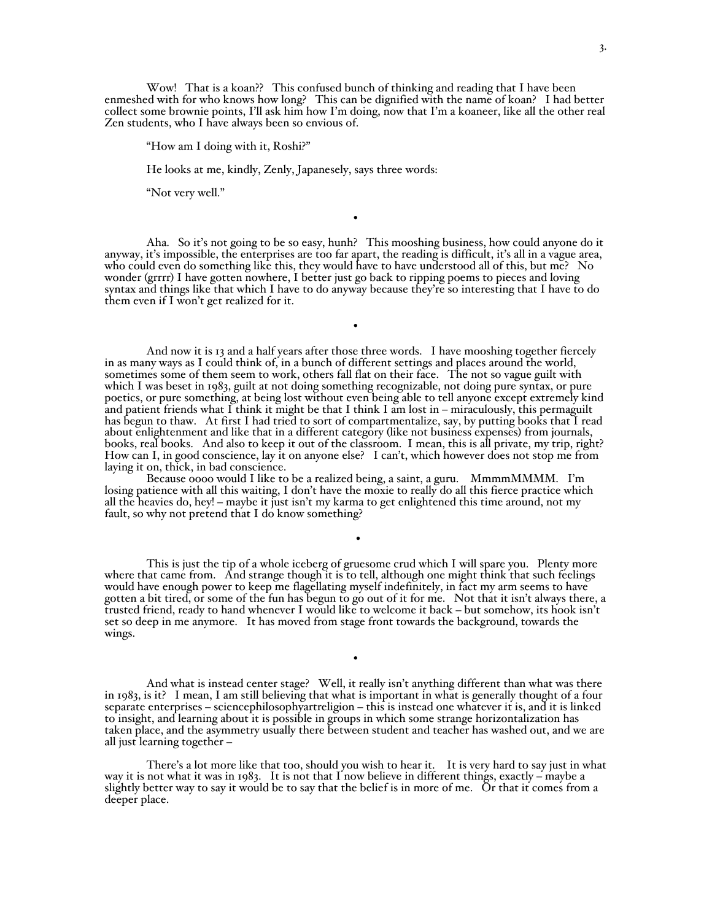Wow! That is a koan?? This confused bunch of thinking and reading that I have been enmeshed with for who knows how long? This can be dignified with the name of koan? I had better collect some brownie points, I'll ask him how I'm doing, now that I'm a koaneer, like all the other real Zen students, who I have always been so envious of.

"How am I doing with it, Roshi?"

He looks at me, kindly, Zenly, Japanesely, says three words:

"Not very well."

•

Aha. So it's not going to be so easy, hunh? This mooshing business, how could anyone do it anyway, it's impossible, the enterprises are too far apart, the reading is difficult, it's all in a vague area, who could even do something like this, they would have to have understood all of this, but me? No wonder (grrrr) I have gotten nowhere, I better just go back to ripping poems to pieces and loving syntax and things like that which I have to do anyway because they're so interesting that I have to do them even if I won't get realized for it.

•

And now it is 13 and a half years after those three words. I have mooshing together fiercely in as many ways as I could think of, in a bunch of different settings and places around the world, sometimes some of them seem to work, others fall flat on their face. The not so vague guilt with which I was beset in 1983, guilt at not doing something recognizable, not doing pure syntax, or pure poetics, or pure something, at being lost without even being able to tell anyone except extremely kind and patient friends what I think it might be that I think I am lost in – miraculously, this permaguilt has begun to thaw. At first I had tried to sort of compartmentalize, say, by putting books that I read about enlightenment and like that in a different category (like not business expenses) from journals, books, real books. And also to keep it out of the classroom. I mean, this is all private, my trip, right? How can I, in good conscience, lay it on anyone else? I can't, which however does not stop me from laying it on, thick, in bad conscience.

Because oooo would I like to be a realized being, a saint, a guru. MmmmMMMM. I'm losing patience with all this waiting, I don't have the moxie to really do all this fierce practice which all the heavies do, hey! – maybe it just isn't my karma to get enlightened this time around, not my fault, so why not pretend that I do know something?

•

This is just the tip of a whole iceberg of gruesome crud which I will spare you. Plenty more where that came from. And strange though it is to tell, although one might think that such feelings would have enough power to keep me flagellating myself indefinitely, in fact my arm seems to have gotten a bit tired, or some of the fun has begun to go out of it for me. Not that it isn't always there, a trusted friend, ready to hand whenever I would like to welcome it back – but somehow, its hook isn't set so deep in me anymore. It has moved from stage front towards the background, towards the wings.

•

And what is instead center stage? Well, it really isn't anything different than what was there in 1983, is it? I mean, I am still believing that what is important in what is generally thought of a four separate enterprises – sciencephilosophyartreligion – this is instead one whatever it is, and it is linked to insight, and learning about it is possible in groups in which some strange horizontalization has taken place, and the asymmetry usually there between student and teacher has washed out, and we are all just learning together –

There's a lot more like that too, should you wish to hear it. It is very hard to say just in what way it is not what it was in 1983. It is not that I now believe in different things, exactly – maybe a slightly better way to say it would be to say that the belief is in more of me. Or that it comes from a deeper place.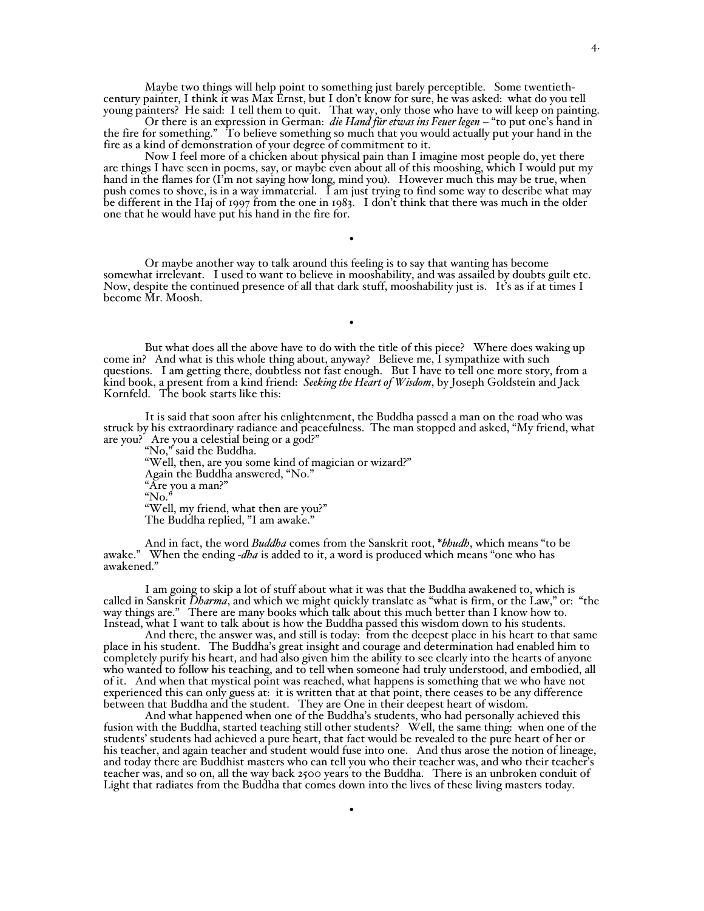Maybe two things will help point to something just barely perceptible. Some twentieth-century painter, I think it was Max Ernst, but I don't know for sure, he was asked: what do you tell young painters? He said: I tell them to quit. That way, only those who have to will keep on painting.

Or there is an expression in German: *die Hand für etwas ins Feuer legen* – "to put one's hand in the fire for something." To believe something so much that you would actually put your hand in the fire as a kind of demonstration of your degree of commitment to it.

Now I feel more of a chicken about physical pain than I imagine most people do, yet there are things I have seen in poems, say, or maybe even about all of this mooshing, which I would put my hand in the flames for (I'm not saying how long, mind you). However much this may be true, when push comes to shove, is in a way immaterial. I am just trying to find some way to describe what may be different in the Haj of 1997 from the one in 1983. I don't think that there was much in the older one that he would have put his hand in the fire for.

•

Or maybe another way to talk around this feeling is to say that wanting has become somewhat irrelevant. I used to want to believe in mooshability, and was assailed by doubts guilt etc. Now, despite the continued presence of all that dark stuff, mooshability just is. It's as if at times I become Mr. Moosh.

•

But what does all the above have to do with the title of this piece? Where does waking up come in? And what is this whole thing about, anyway? Believe me, I sympathize with such questions. I am getting there, doubtless not fast enough. But I have to tell one more story, from a kind book, a present from a kind friend: *Seeking the Heart of Wisdom*, by Joseph Goldstein and Jack Kornfeld. The book starts like this:

> It is said that soon after his enlightenment, the Buddha passed a man on the road who was struck by his extraordinary radiance and peacefulness. The man stopped and asked, "My friend, what are you? Are you a celestial being or a god?"
>
> "No," said the Buddha.
>
> "Well, then, are you some kind of magician or wizard?"
>
> Again the Buddha answered, "No."
>
> "Are you a man?"
>
> "No."
>
> "Well, my friend, what then are you?"
>
> The Buddha replied, "I am awake."

And in fact, the word *Buddha* comes from the Sanskrit root, **bhudh*, which means "to be awake." When the ending *-dha* is added to it, a word is produced which means "one who has awakened."

I am going to skip a lot of stuff about what it was that the Buddha awakened to, which is called in Sanskrit *Dharma*, and which we might quickly translate as "what is firm, or the Law," or: "the way things are." There are many books which talk about this much better than I know how to. Instead, what I want to talk about is how the Buddha passed this wisdom down to his students.

And there, the answer was, and still is today: from the deepest place in his heart to that same place in his student. The Buddha's great insight and courage and determination had enabled him to completely purify his heart, and had also given him the ability to see clearly into the hearts of anyone who wanted to follow his teaching, and to tell when someone had truly understood, and embodied, all of it. And when that mystical point was reached, what happens is something that we who have not experienced this can only guess at: it is written that at that point, there ceases to be any difference between that Buddha and the student. They are One in their deepest heart of wisdom.

And what happened when one of the Buddha's students, who had personally achieved this fusion with the Buddha, started teaching still other students? Well, the same thing: when one of the students' students had achieved a pure heart, that fact would be revealed to the pure heart of her or his teacher, and again teacher and student would fuse into one. And thus arose the notion of lineage, and today there are Buddhist masters who can tell you who their teacher was, and who their teacher's teacher was, and so on, all the way back 2500 years to the Buddha. There is an unbroken conduit of Light that radiates from the Buddha that comes down into the lives of these living masters today.

•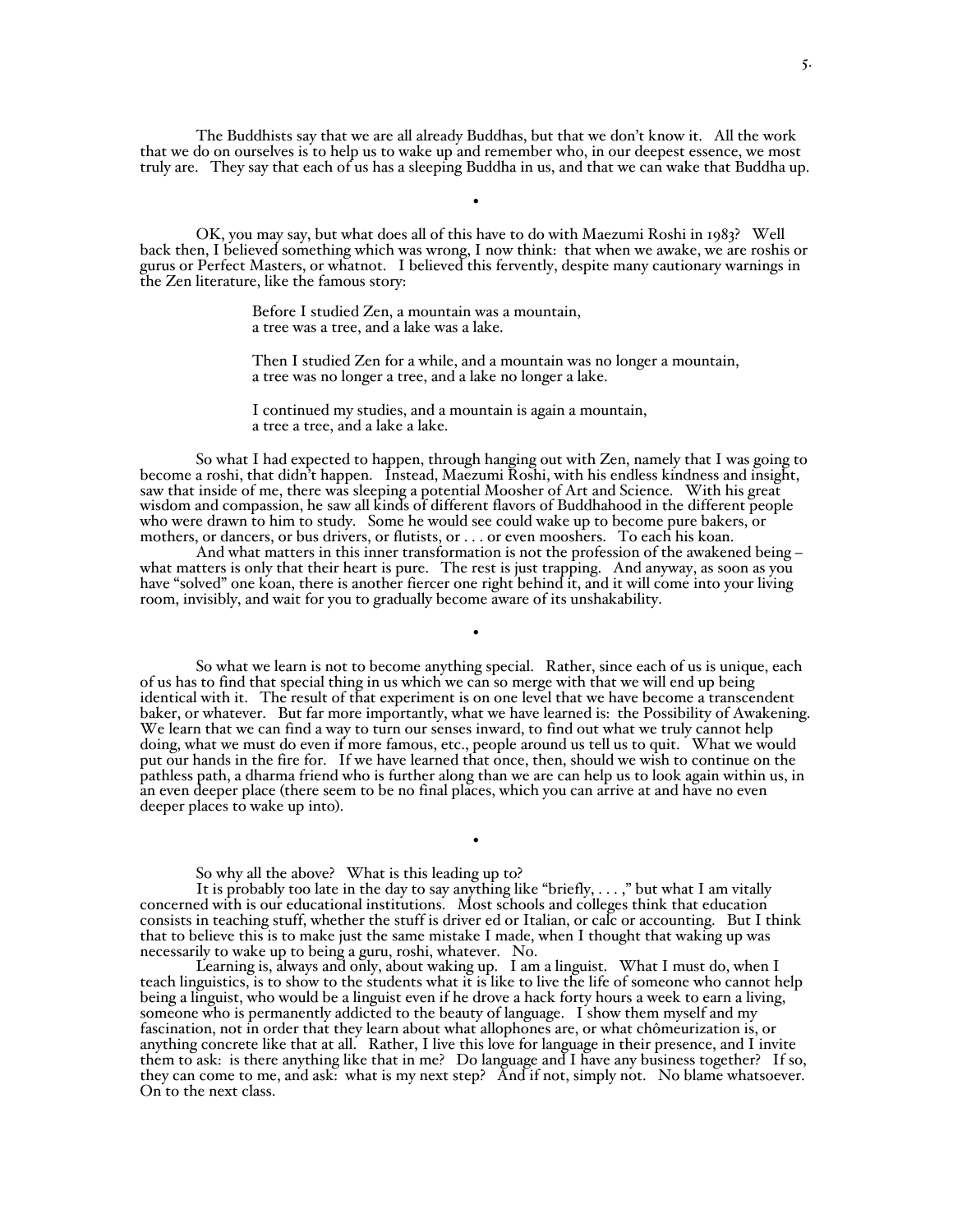The Buddhists say that we are all already Buddhas, but that we don't know it. All the work that we do on ourselves is to help us to wake up and remember who, in our deepest essence, we most truly are. They say that each of us has a sleeping Buddha in us, and that we can wake that Buddha up.

•

OK, you may say, but what does all of this have to do with Maezumi Roshi in 1983? Well back then, I believed something which was wrong, I now think: that when we awake, we are roshis or gurus or Perfect Masters, or whatnot. I believed this fervently, despite many cautionary warnings in the Zen literature, like the famous story:

> Before I studied Zen, a mountain was a mountain,
> a tree was a tree, and a lake was a lake.
>
> Then I studied Zen for a while, and a mountain was no longer a mountain,
> a tree was no longer a tree, and a lake no longer a lake.
>
> I continued my studies, and a mountain is again a mountain,
> a tree a tree, and a lake a lake.

So what I had expected to happen, through hanging out with Zen, namely that I was going to become a roshi, that didn't happen. Instead, Maezumi Roshi, with his endless kindness and insight, saw that inside of me, there was sleeping a potential Moosher of Art and Science. With his great wisdom and compassion, he saw all kinds of different flavors of Buddhahood in the different people who were drawn to him to study. Some he would see could wake up to become pure bakers, or mothers, or dancers, or bus drivers, or flutists, or . . . or even mooshers. To each his koan.

And what matters in this inner transformation is not the profession of the awakened being – what matters is only that their heart is pure. The rest is just trapping. And anyway, as soon as you have "solved" one koan, there is another fiercer one right behind it, and it will come into your living room, invisibly, and wait for you to gradually become aware of its unshakability.

•

So what we learn is not to become anything special. Rather, since each of us is unique, each of us has to find that special thing in us which we can so merge with that we will end up being identical with it. The result of that experiment is on one level that we have become a transcendent baker, or whatever. But far more importantly, what we have learned is: the Possibility of Awakening. We learn that we can find a way to turn our senses inward, to find out what we truly cannot help doing, what we must do even if more famous, etc., people around us tell us to quit. What we would put our hands in the fire for. If we have learned that once, then, should we wish to continue on the pathless path, a dharma friend who is further along than we are can help us to look again within us, in an even deeper place (there seem to be no final places, which you can arrive at and have no even deeper places to wake up into).

•

So why all the above? What is this leading up to?

It is probably too late in the day to say anything like "briefly, . . . ," but what I am vitally concerned with is our educational institutions. Most schools and colleges think that education consists in teaching stuff, whether the stuff is driver ed or Italian, or calc or accounting. But I think that to believe this is to make just the same mistake I made, when I thought that waking up was necessarily to wake up to being a guru, roshi, whatever. No.

Learning is, always and only, about waking up. I am a linguist. What I must do, when I teach linguistics, is to show to the students what it is like to live the life of someone who cannot help being a linguist, who would be a linguist even if he drove a hack forty hours a week to earn a living, someone who is permanently addicted to the beauty of language. I show them myself and my fascination, not in order that they learn about what allophones are, or what chômeurization is, or anything concrete like that at all. Rather, I live this love for language in their presence, and I invite them to ask: is there anything like that in me? Do language and I have any business together? If so, they can come to me, and ask: what is my next step? And if not, simply not. No blame whatsoever. On to the next class.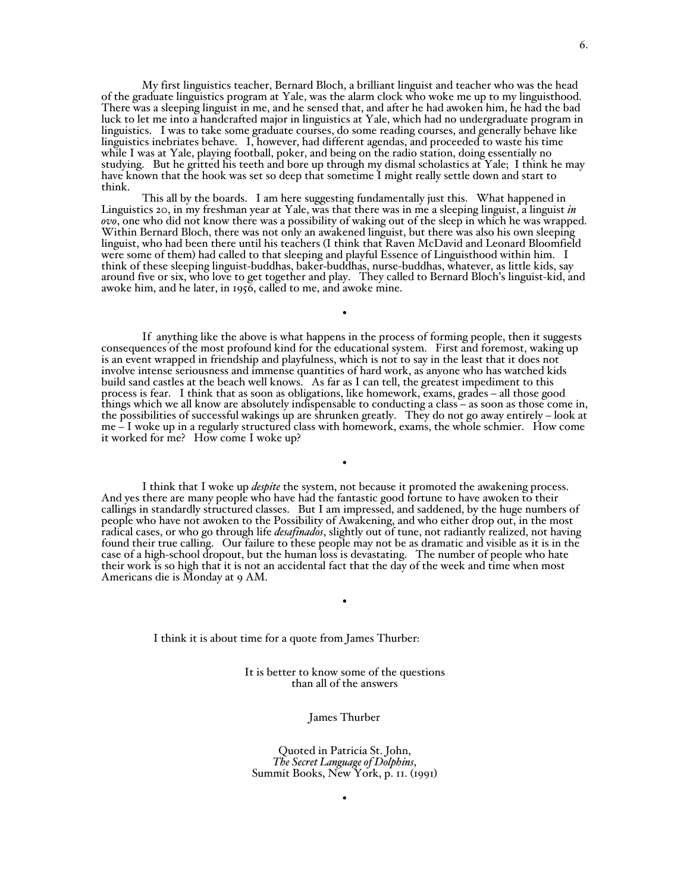My first linguistics teacher, Bernard Bloch, a brilliant linguist and teacher who was the head of the graduate linguistics program at Yale, was the alarm clock who woke me up to my linguisthood. There was a sleeping linguist in me, and he sensed that, and after he had awoken him, he had the bad luck to let me into a handcrafted major in linguistics at Yale, which had no undergraduate program in linguistics. I was to take some graduate courses, do some reading courses, and generally behave like linguistics inebriates behave. I, however, had different agendas, and proceeded to waste his time while I was at Yale, playing football, poker, and being on the radio station, doing essentially no studying. But he gritted his teeth and bore up through my dismal scholastics at Yale; I think he may have known that the hook was set so deep that sometime I might really settle down and start to think.

This all by the boards. I am here suggesting fundamentally just this. What happened in Linguistics 20, in my freshman year at Yale, was that there was in me a sleeping linguist, a linguist *in ovo*, one who did not know there was a possibility of waking out of the sleep in which he was wrapped. Within Bernard Bloch, there was not only an awakened linguist, but there was also his own sleeping linguist, who had been there until his teachers (I think that Raven McDavid and Leonard Bloomfield were some of them) had called to that sleeping and playful Essence of Linguisthood within him. I think of these sleeping linguist-buddhas, baker-buddhas, nurse-buddhas, whatever, as little kids, say around five or six, who love to get together and play. They called to Bernard Bloch's linguist-kid, and awoke him, and he later, in 1956, called to me, and awoke mine.

•

If anything like the above is what happens in the process of forming people, then it suggests consequences of the most profound kind for the educational system. First and foremost, waking up is an event wrapped in friendship and playfulness, which is not to say in the least that it does not involve intense seriousness and immense quantities of hard work, as anyone who has watched kids build sand castles at the beach well knows. As far as I can tell, the greatest impediment to this process is fear. I think that as soon as obligations, like homework, exams, grades – all those good things which we all know are absolutely indispensable to conducting a class – as soon as those come in, the possibilities of successful wakings up are shrunken greatly. They do not go away entirely – look at me – I woke up in a regularly structured class with homework, exams, the whole schmier. How come it worked for me? How come I woke up?

•

I think that I woke up *despite* the system, not because it promoted the awakening process. And yes there are many people who have had the fantastic good fortune to have awoken to their callings in standardly structured classes. But I am impressed, and saddened, by the huge numbers of people who have not awoken to the Possibility of Awakening, and who either drop out, in the most radical cases, or who go through life *desafinados*, slightly out of tune, not radiantly realized, not having found their true calling. Our failure to these people may not be as dramatic and visible as it is in the case of a high-school dropout, but the human loss is devastating. The number of people who hate their work is so high that it is not an accidental fact that the day of the week and time when most Americans die is Monday at 9 AM.

•

I think it is about time for a quote from James Thurber:

> It is better to know some of the questions
> than all of the answers
>
> James Thurber
>
> Quoted in Patricia St. John,
> *The Secret Language of Dolphins*,
> Summit Books, New York, p. 11. (1991)

•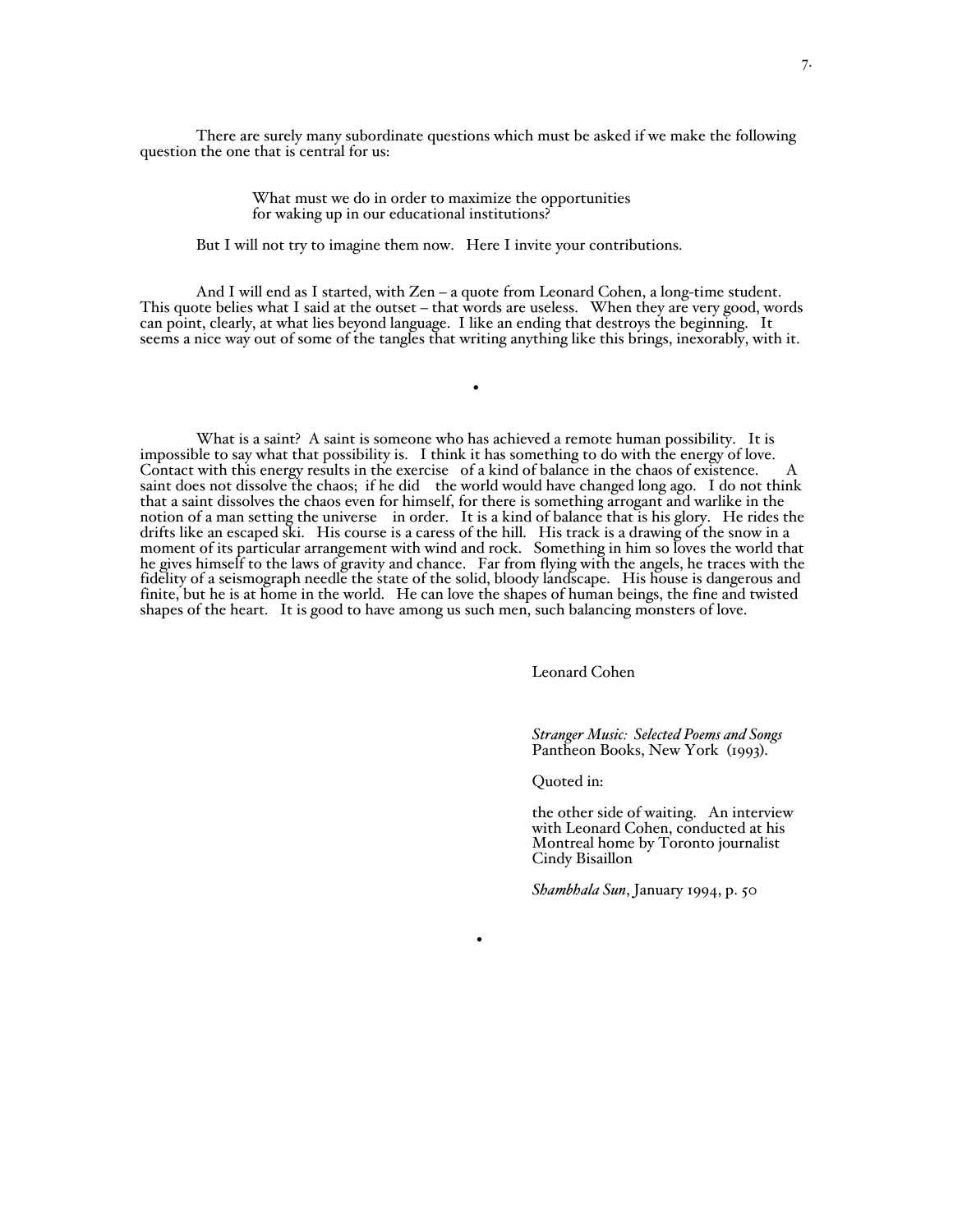There are surely many subordinate questions which must be asked if we make the following question the one that is central for us:

> What must we do in order to maximize the opportunities for waking up in our educational institutions?

But I will not try to imagine them now. Here I invite your contributions.

And I will end as I started, with Zen – a quote from Leonard Cohen, a long-time student. This quote belies what I said at the outset – that words are useless. When they are very good, words can point, clearly, at what lies beyond language. I like an ending that destroys the beginning. It seems a nice way out of some of the tangles that writing anything like this brings, inexorably, with it.

•

What is a saint? A saint is someone who has achieved a remote human possibility. It is impossible to say what that possibility is. I think it has something to do with the energy of love. Contact with this energy results in the exercise of a kind of balance in the chaos of existence. A saint does not dissolve the chaos; if he did the world would have changed long ago. I do not think that a saint dissolves the chaos even for himself, for there is something arrogant and warlike in the notion of a man setting the universe in order. It is a kind of balance that is his glory. He rides the drifts like an escaped ski. His course is a caress of the hill. His track is a drawing of the snow in a moment of its particular arrangement with wind and rock. Something in him so loves the world that he gives himself to the laws of gravity and chance. Far from flying with the angels, he traces with the fidelity of a seismograph needle the state of the solid, bloody landscape. His house is dangerous and finite, but he is at home in the world. He can love the shapes of human beings, the fine and twisted shapes of the heart. It is good to have among us such men, such balancing monsters of love.

Leonard Cohen

*Stranger Music: Selected Poems and Songs*
Pantheon Books, New York (1993).

Quoted in:

the other side of waiting. An interview with Leonard Cohen, conducted at his Montreal home by Toronto journalist Cindy Bisaillon

*Shambhala Sun*, January 1994, p. 50

•